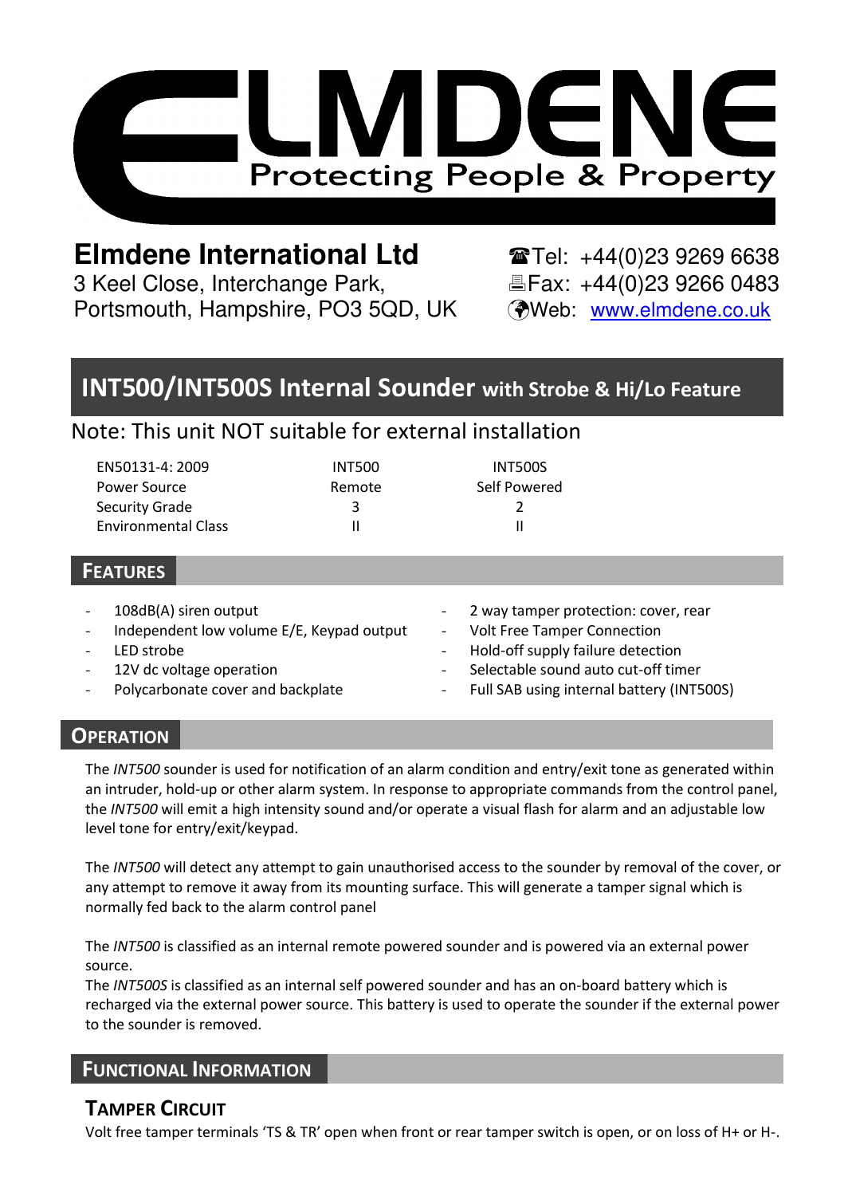# ELMDENE

Protecting People & Property

**Elmdene International Ltd**
3 Keel Close, Interchange Park,
Portsmouth, Hampshire, PO3 5QD, UK

☎Tel: +44(0)23 9269 6638
Fax: +44(0)23 9266 0483
Web: www.elmdene.co.uk

# INT500/INT500S Internal Sounder with Strobe & Hi/Lo Feature

Note: This unit NOT suitable for external installation

| EN50131-4: 2009 | INT500 | INT500S |
|---|---|---|
| Power Source | Remote | Self Powered |
| Security Grade | 3 | 2 |
| Environmental Class | II | II |

## FEATURES

- 108dB(A) siren output
- Independent low volume E/E, Keypad output
- LED strobe
- 12V dc voltage operation
- Polycarbonate cover and backplate
- 2 way tamper protection: cover, rear
- Volt Free Tamper Connection
- Hold-off supply failure detection
- Selectable sound auto cut-off timer
- Full SAB using internal battery (INT500S)

## OPERATION

The *INT500* sounder is used for notification of an alarm condition and entry/exit tone as generated within an intruder, hold-up or other alarm system. In response to appropriate commands from the control panel, the *INT500* will emit a high intensity sound and/or operate a visual flash for alarm and an adjustable low level tone for entry/exit/keypad.

The *INT500* will detect any attempt to gain unauthorised access to the sounder by removal of the cover, or any attempt to remove it away from its mounting surface. This will generate a tamper signal which is normally fed back to the alarm control panel

The *INT500* is classified as an internal remote powered sounder and is powered via an external power source.
The *INT500S* is classified as an internal self powered sounder and has an on-board battery which is recharged via the external power source. This battery is used to operate the sounder if the external power to the sounder is removed.

## FUNCTIONAL INFORMATION

### TAMPER CIRCUIT

Volt free tamper terminals 'TS & TR' open when front or rear tamper switch is open, or on loss of H+ or H-.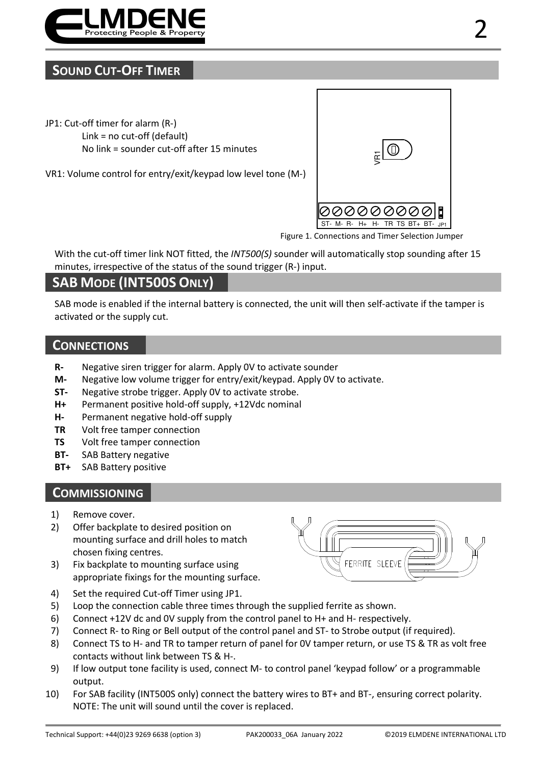## Sound Cut-Off Timer

JP1: Cut-off timer for alarm (R-)
- Link = no cut-off (default)
- No link = sounder cut-off after 15 minutes

VR1: Volume control for entry/exit/keypad low level tone (M-)

Figure 1. Connections and Timer Selection Jumper

With the cut-off timer link NOT fitted, the *INT500(S)* sounder will automatically stop sounding after 15 minutes, irrespective of the status of the sound trigger (R-) input.

## SAB Mode (INT500S Only)

SAB mode is enabled if the internal battery is connected, the unit will then self-activate if the tamper is activated or the supply cut.

## Connections

- **R-** Negative siren trigger for alarm. Apply 0V to activate sounder
- **M-** Negative low volume trigger for entry/exit/keypad. Apply 0V to activate.
- **ST-** Negative strobe trigger. Apply 0V to activate strobe.
- **H+** Permanent positive hold-off supply, +12Vdc nominal
- **H-** Permanent negative hold-off supply
- **TR** Volt free tamper connection
- **TS** Volt free tamper connection
- **BT-** SAB Battery negative
- **BT+** SAB Battery positive

## Commissioning

1) Remove cover.
2) Offer backplate to desired position on mounting surface and drill holes to match chosen fixing centres.
3) Fix backplate to mounting surface using appropriate fixings for the mounting surface.
4) Set the required Cut-off Timer using JP1.
5) Loop the connection cable three times through the supplied ferrite as shown.
6) Connect +12V dc and 0V supply from the control panel to H+ and H- respectively.
7) Connect R- to Ring or Bell output of the control panel and ST- to Strobe output (if required).
8) Connect TS to H- and TR to tamper return of panel for 0V tamper return, or use TS & TR as volt free contacts without link between TS & H-.
9) If low output tone facility is used, connect M- to control panel 'keypad follow' or a programmable output.
10) For SAB facility (INT500S only) connect the battery wires to BT+ and BT-, ensuring correct polarity. NOTE: The unit will sound until the cover is replaced.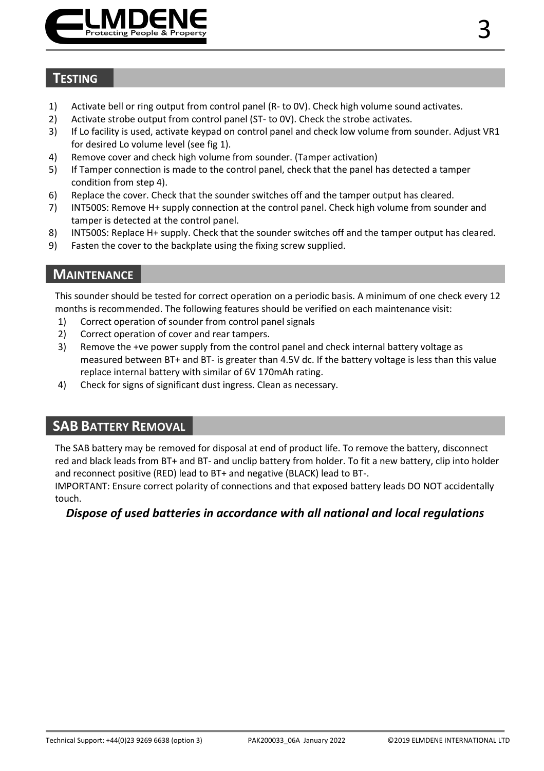## TESTING

1) Activate bell or ring output from control panel (R- to 0V). Check high volume sound activates.
2) Activate strobe output from control panel (ST- to 0V). Check the strobe activates.
3) If Lo facility is used, activate keypad on control panel and check low volume from sounder. Adjust VR1 for desired Lo volume level (see fig 1).
4) Remove cover and check high volume from sounder. (Tamper activation)
5) If Tamper connection is made to the control panel, check that the panel has detected a tamper condition from step 4).
6) Replace the cover. Check that the sounder switches off and the tamper output has cleared.
7) INT500S: Remove H+ supply connection at the control panel. Check high volume from sounder and tamper is detected at the control panel.
8) INT500S: Replace H+ supply. Check that the sounder switches off and the tamper output has cleared.
9) Fasten the cover to the backplate using the fixing screw supplied.

## MAINTENANCE

This sounder should be tested for correct operation on a periodic basis. A minimum of one check every 12 months is recommended. The following features should be verified on each maintenance visit:

1) Correct operation of sounder from control panel signals
2) Correct operation of cover and rear tampers.
3) Remove the +ve power supply from the control panel and check internal battery voltage as measured between BT+ and BT- is greater than 4.5V dc. If the battery voltage is less than this value replace internal battery with similar of 6V 170mAh rating.
4) Check for signs of significant dust ingress. Clean as necessary.

## SAB BATTERY REMOVAL

The SAB battery may be removed for disposal at end of product life. To remove the battery, disconnect red and black leads from BT+ and BT- and unclip battery from holder. To fit a new battery, clip into holder and reconnect positive (RED) lead to BT+ and negative (BLACK) lead to BT-.
IMPORTANT: Ensure correct polarity of connections and that exposed battery leads DO NOT accidentally touch.

***Dispose of used batteries in accordance with all national and local regulations***

Technical Support: +44(0)23 9269 6638 (option 3) PAK200033_06A January 2022 ©2019 ELMDENE INTERNATIONAL LTD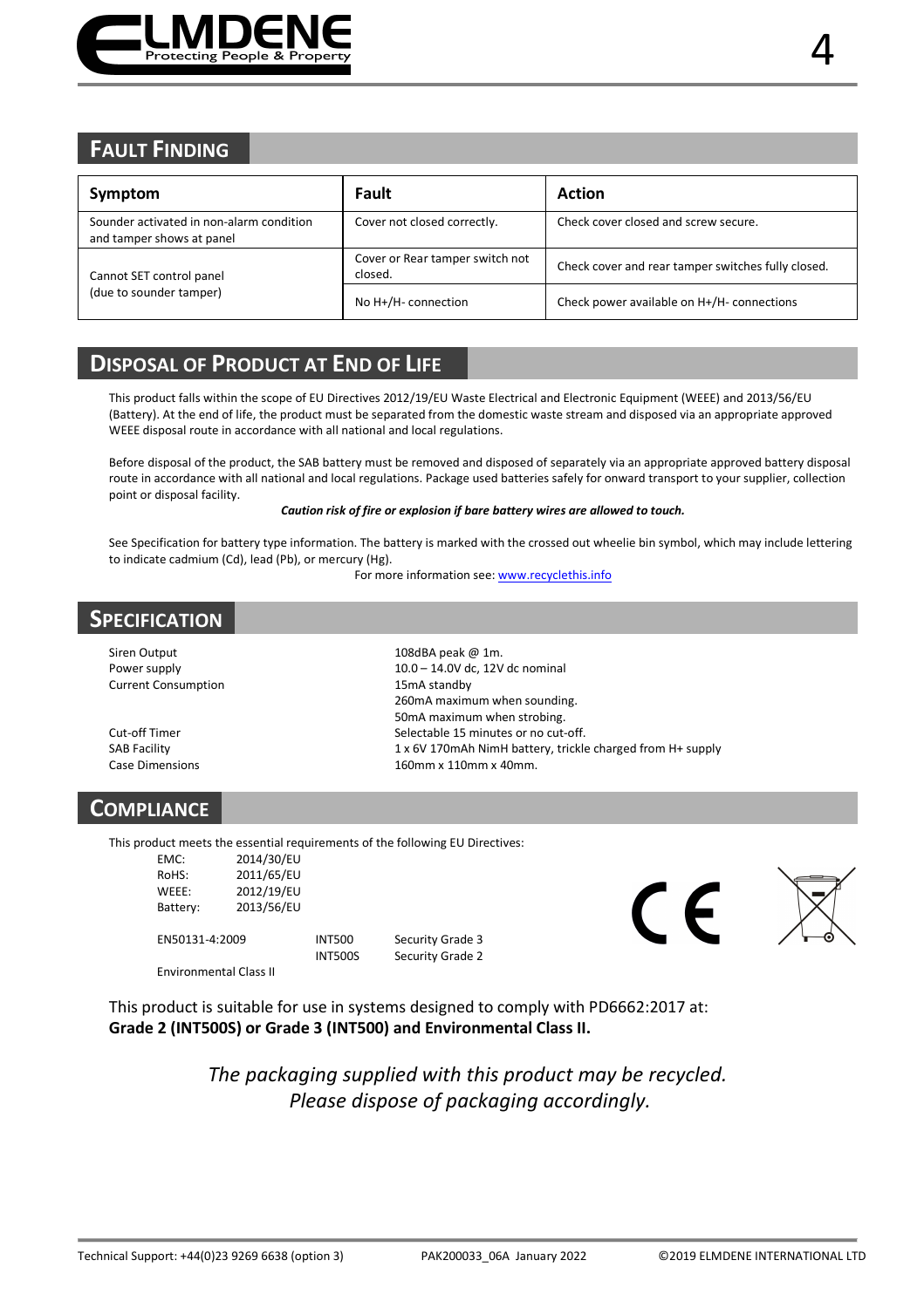## FAULT FINDING

| Symptom | Fault | Action |
|---|---|---|
| Sounder activated in non-alarm condition and tamper shows at panel | Cover not closed correctly. | Check cover closed and screw secure. |
| Cannot SET control panel (due to sounder tamper) | Cover or Rear tamper switch not closed. | Check cover and rear tamper switches fully closed. |
| | No H+/H- connection | Check power available on H+/H- connections |

## DISPOSAL OF PRODUCT AT END OF LIFE

This product falls within the scope of EU Directives 2012/19/EU Waste Electrical and Electronic Equipment (WEEE) and 2013/56/EU (Battery). At the end of life, the product must be separated from the domestic waste stream and disposed via an appropriate approved WEEE disposal route in accordance with all national and local regulations.

Before disposal of the product, the SAB battery must be removed and disposed of separately via an appropriate approved battery disposal route in accordance with all national and local regulations. Package used batteries safely for onward transport to your supplier, collection point or disposal facility.

***Caution risk of fire or explosion if bare battery wires are allowed to touch.***

See Specification for battery type information. The battery is marked with the crossed out wheelie bin symbol, which may include lettering to indicate cadmium (Cd), lead (Pb), or mercury (Hg).

For more information see: www.recyclethis.info

## SPECIFICATION

| | |
|---|---|
| Siren Output | 108dBA peak @ 1m. |
| Power supply | 10.0 – 14.0V dc, 12V dc nominal |
| Current Consumption | 15mA standby<br>260mA maximum when sounding.<br>50mA maximum when strobing. |
| Cut-off Timer | Selectable 15 minutes or no cut-off. |
| SAB Facility | 1 x 6V 170mAh NimH battery, trickle charged from H+ supply |
| Case Dimensions | 160mm x 110mm x 40mm. |

## COMPLIANCE

This product meets the essential requirements of the following EU Directives:

| | |
|---|---|
| EMC: | 2014/30/EU |
| RoHS: | 2011/65/EU |
| WEEE: | 2012/19/EU |
| Battery: | 2013/56/EU |

| | | |
|---|---|---|
| EN50131-4:2009 | INT500 | Security Grade 3 |
| | INT500S | Security Grade 2 |

Environmental Class II

This product is suitable for use in systems designed to comply with PD6662:2017 at:
**Grade 2 (INT500S) or Grade 3 (INT500) and Environmental Class II.**

*The packaging supplied with this product may be recycled.*
*Please dispose of packaging accordingly.*

Technical Support: +44(0)23 9269 6638 (option 3) PAK200033_06A January 2022 ©2019 ELMDENE INTERNATIONAL LTD